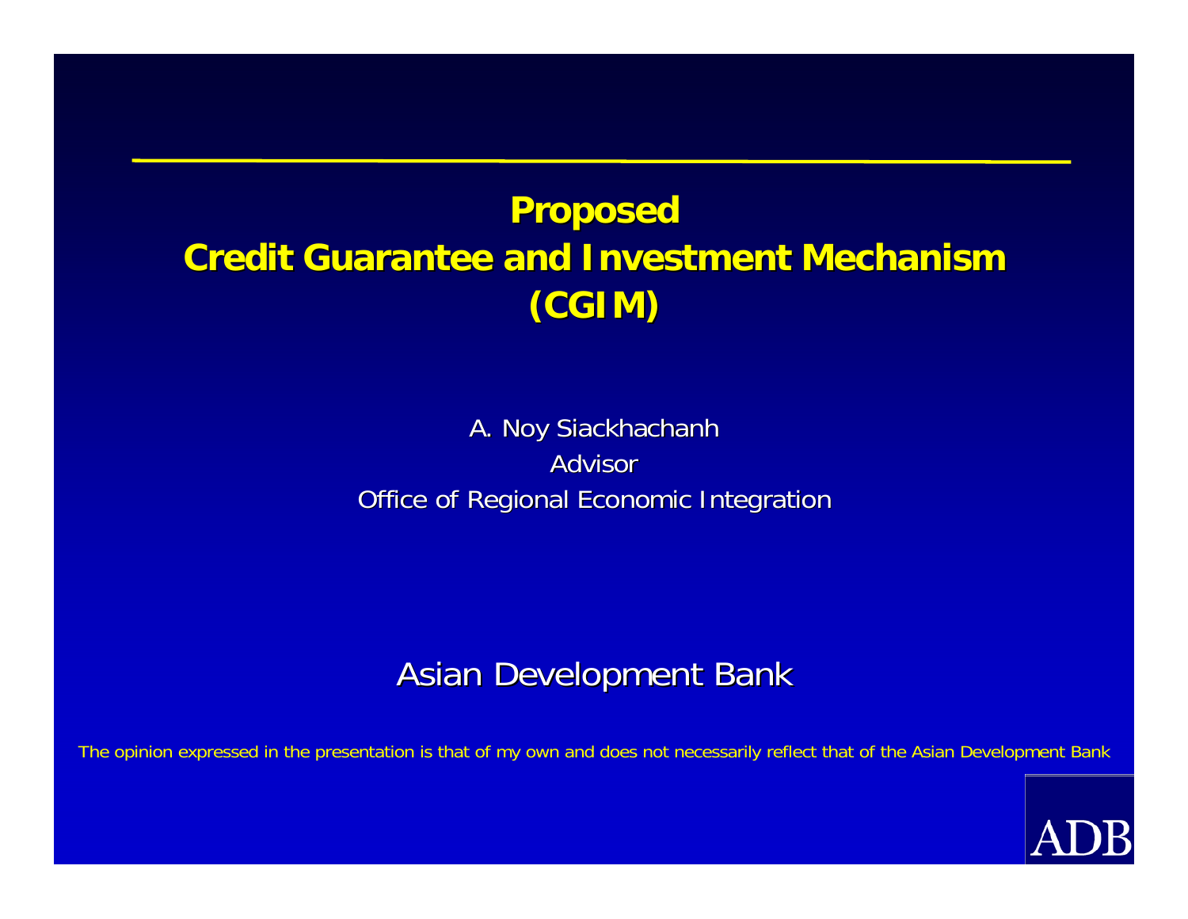# Proposed Credit Guarantee and Investment Mechanism (CGIM)

A. Noy Siackhachanh

Advisor

Office of Regional Economic Integration

Asian Development Bank

The opinion expressed in the presentation is that of my own and does not necessarily reflect that of the Asian Development Bank

ADB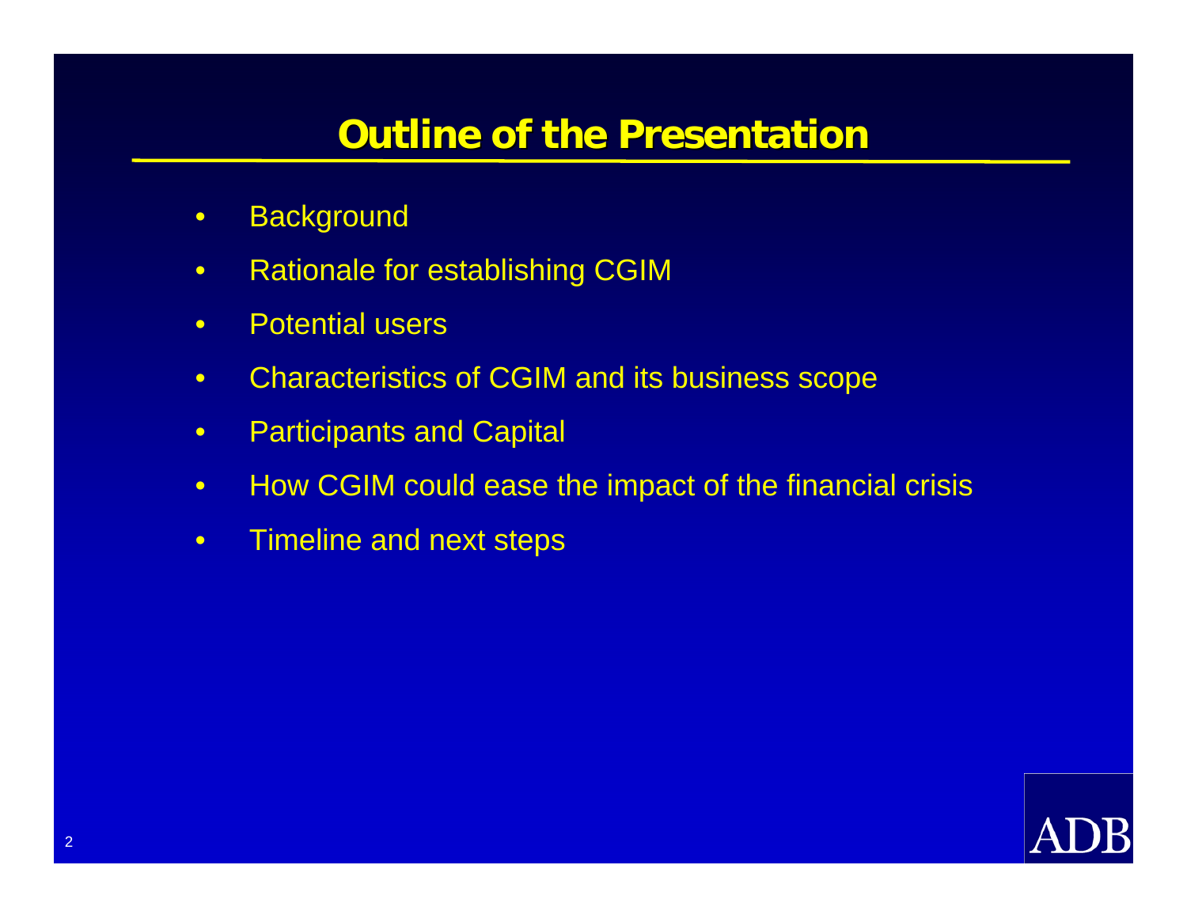# Outline of the Presentation

- Background
- Rationale for establishing CGIM
- Potential users
- Characteristics of CGIM and its business scope
- Participants and Capital
- How CGIM could ease the impact of the financial crisis
- Timeline and next steps

ADB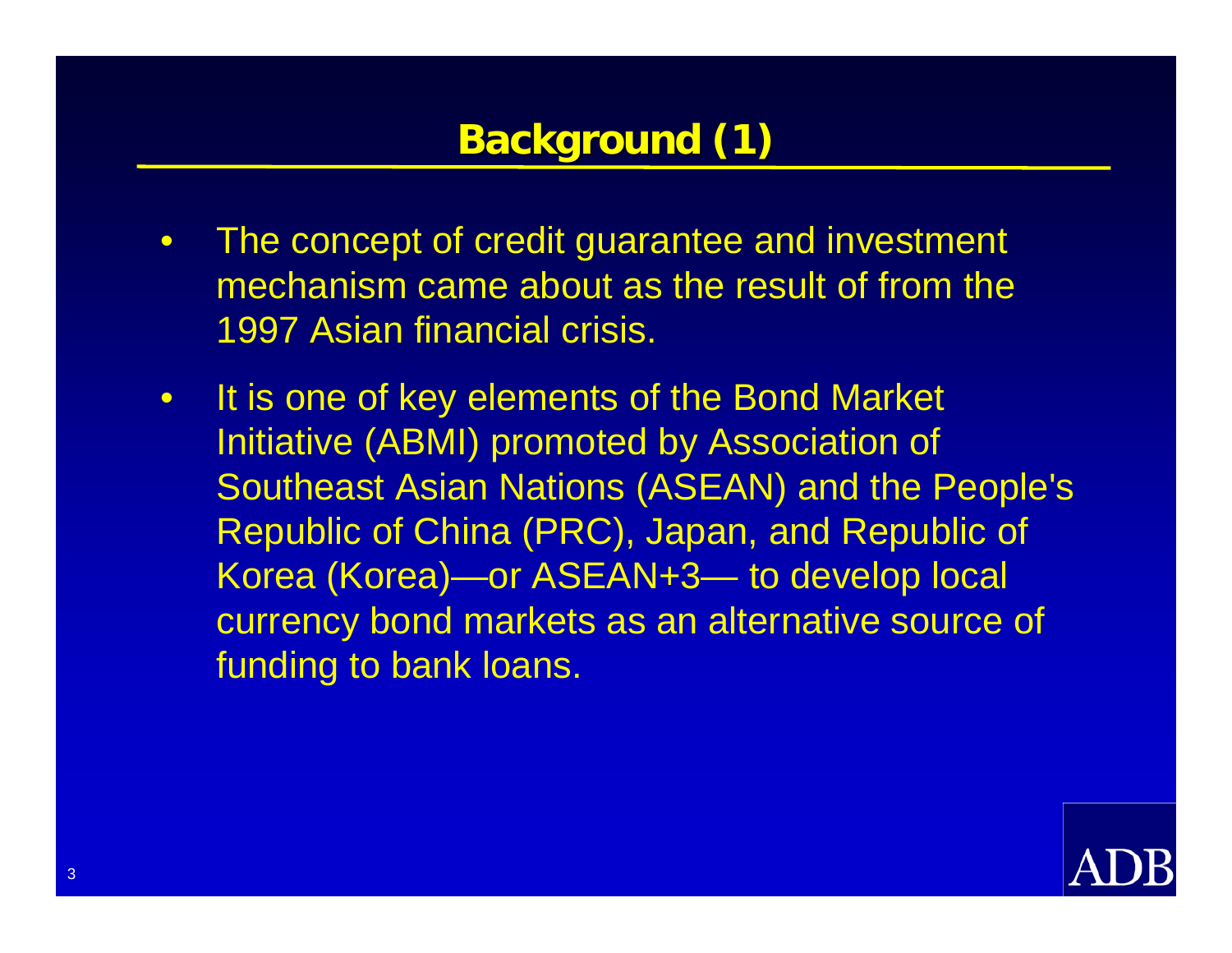# Background (1)

- The concept of credit guarantee and investment mechanism came about as the result of from the 1997 Asian financial crisis.
- It is one of key elements of the Bond Market Initiative (ABMI) promoted by Association of Southeast Asian Nations (ASEAN) and the People's Republic of China (PRC), Japan, and Republic of Korea (Korea)—or ASEAN+3— to develop local currency bond markets as an alternative source of funding to bank loans.

ADB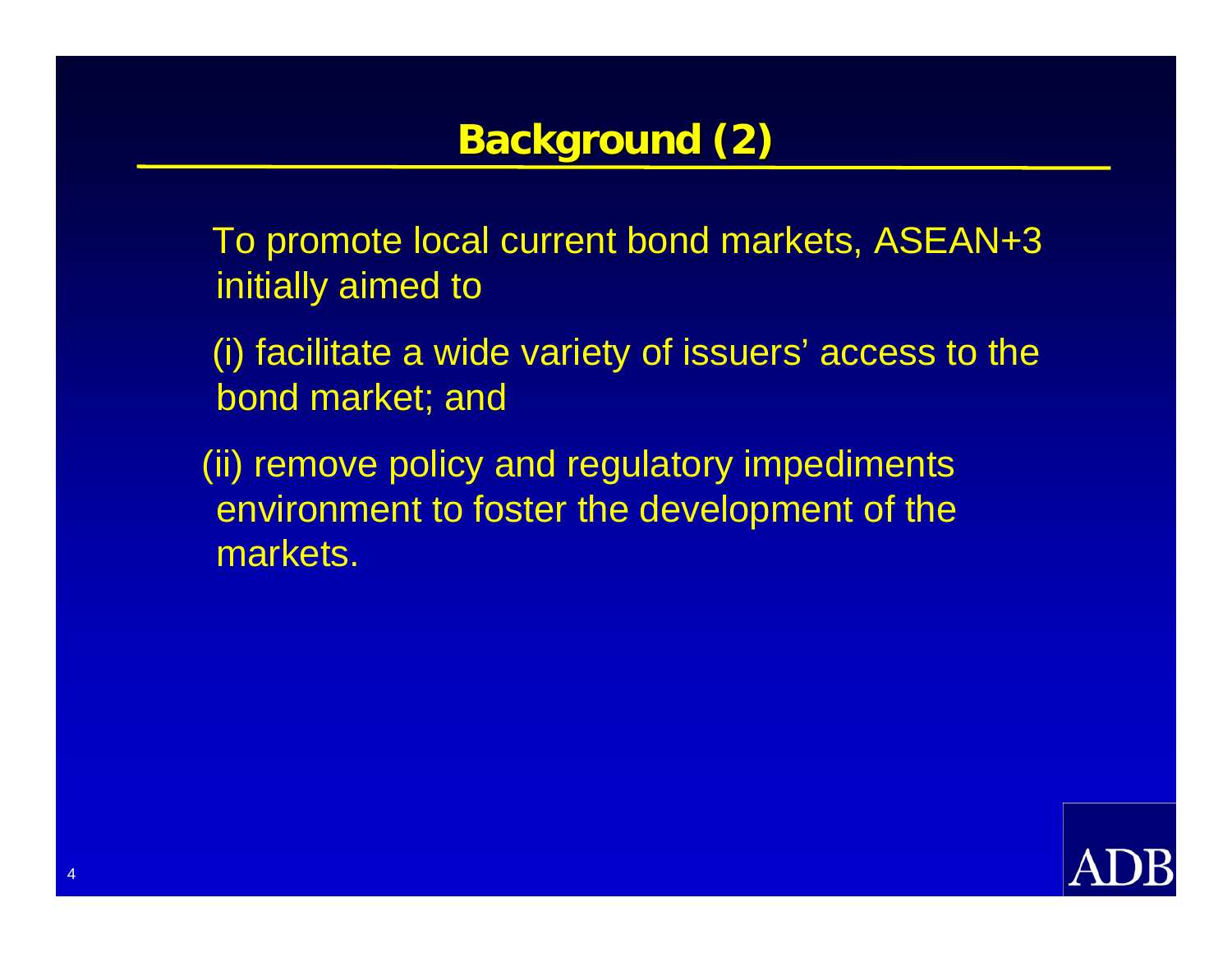# Background (2)

To promote local current bond markets, ASEAN+3 initially aimed to

(i) facilitate a wide variety of issuers' access to the bond market; and

(ii) remove policy and regulatory impediments environment to foster the development of the markets.

ADB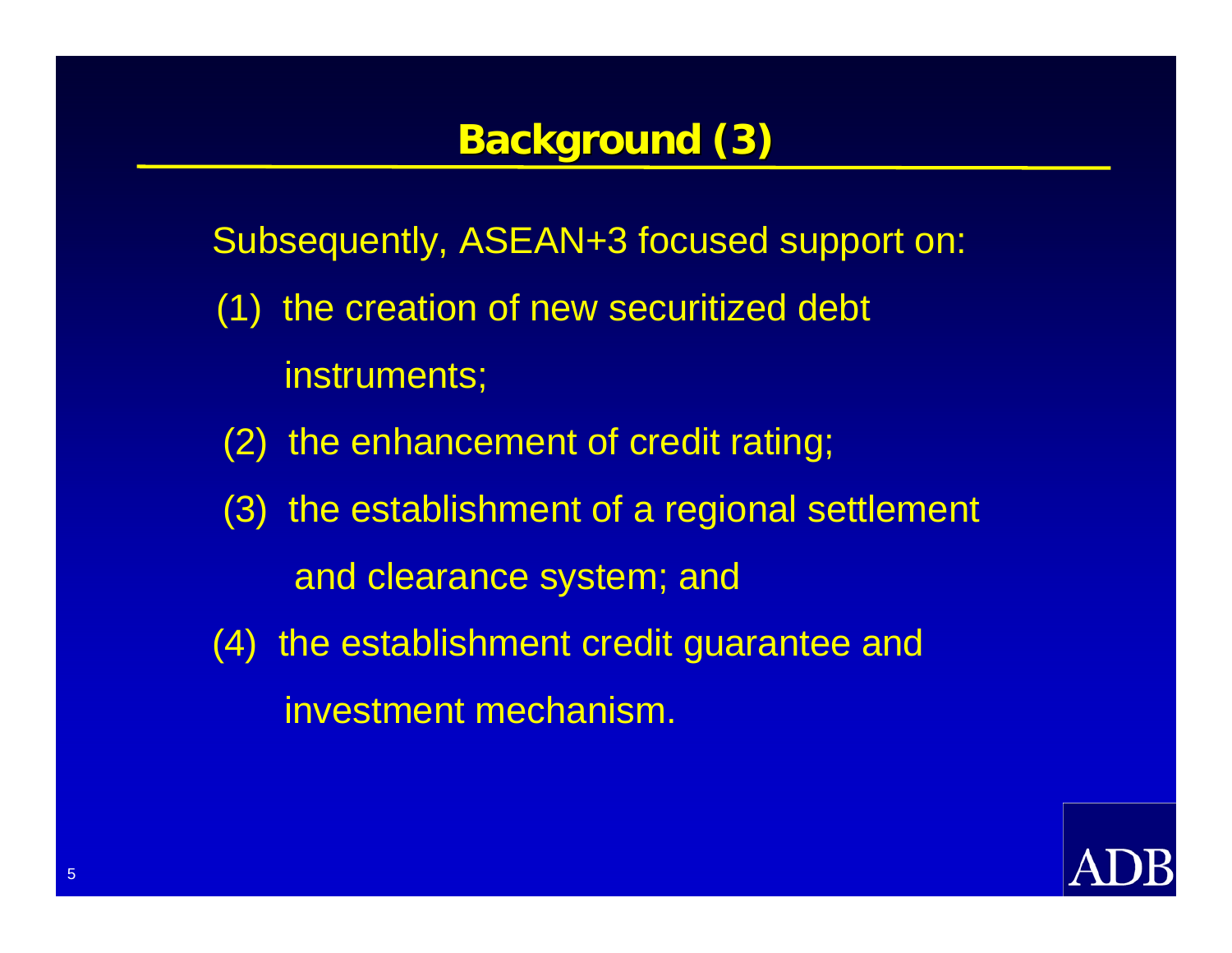# Background (3)

Subsequently, ASEAN+3 focused support on:

(1) the creation of new securitized debt instruments;

(2) the enhancement of credit rating;

(3) the establishment of a regional settlement and clearance system; and

(4) the establishment credit guarantee and investment mechanism.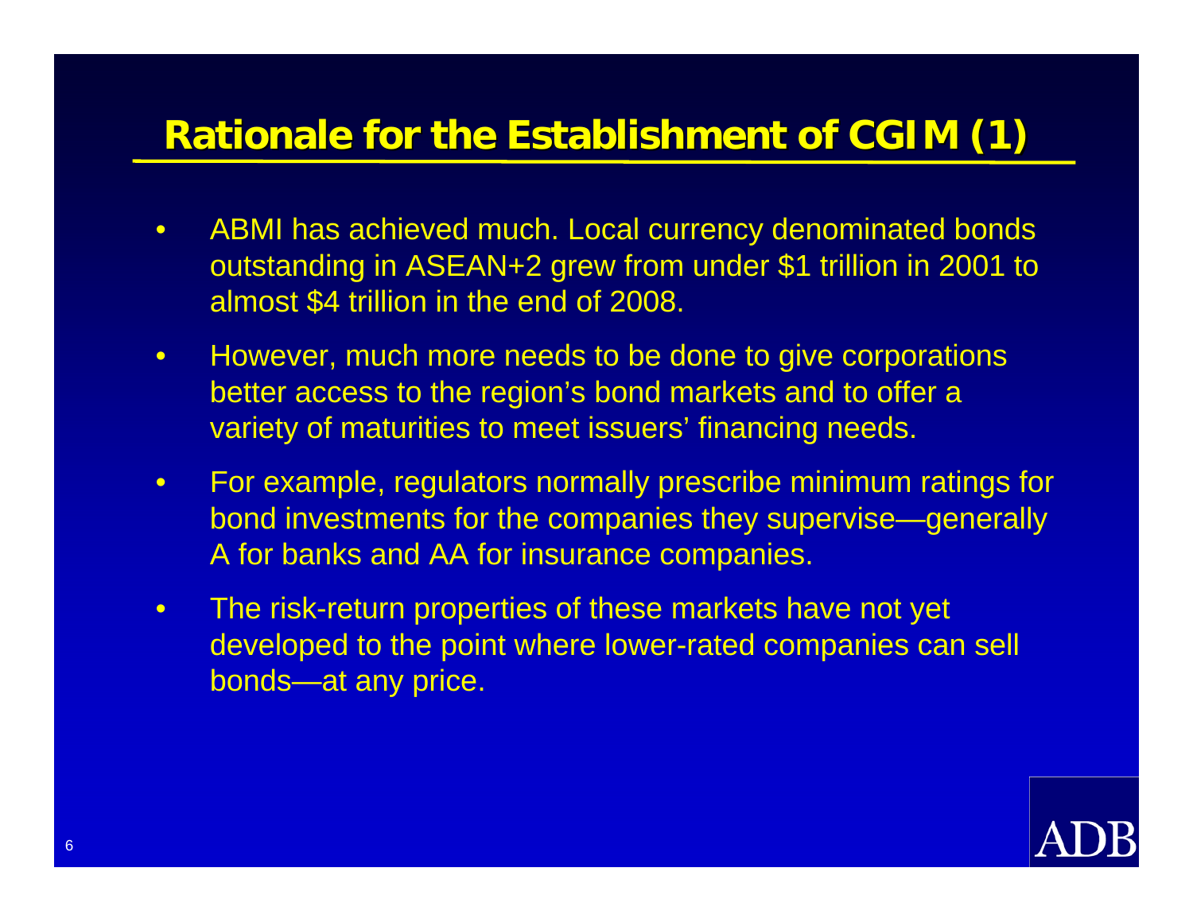# Rationale for the Establishment of CGIM (1)

- ABMI has achieved much. Local currency denominated bonds outstanding in ASEAN+2 grew from under $1 trillion in 2001 to almost $4 trillion in the end of 2008.
- However, much more needs to be done to give corporations better access to the region's bond markets and to offer a variety of maturities to meet issuers' financing needs.
- For example, regulators normally prescribe minimum ratings for bond investments for the companies they supervise—generally A for banks and AA for insurance companies.
- The risk-return properties of these markets have not yet developed to the point where lower-rated companies can sell bonds—at any price.

ADB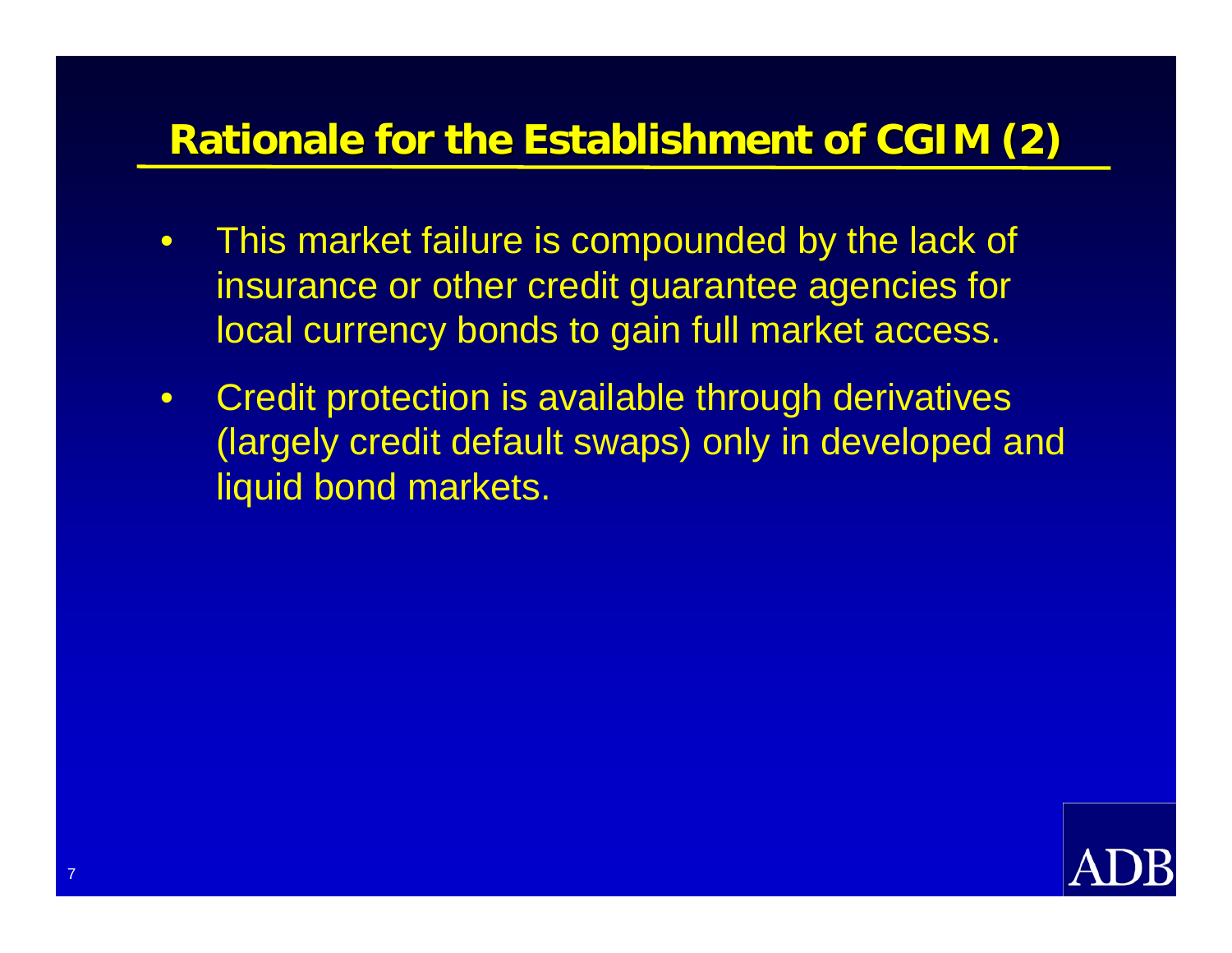## Rationale for the Establishment of CGIM (2)

- This market failure is compounded by the lack of insurance or other credit guarantee agencies for local currency bonds to gain full market access.
- Credit protection is available through derivatives (largely credit default swaps) only in developed and liquid bond markets.

ADB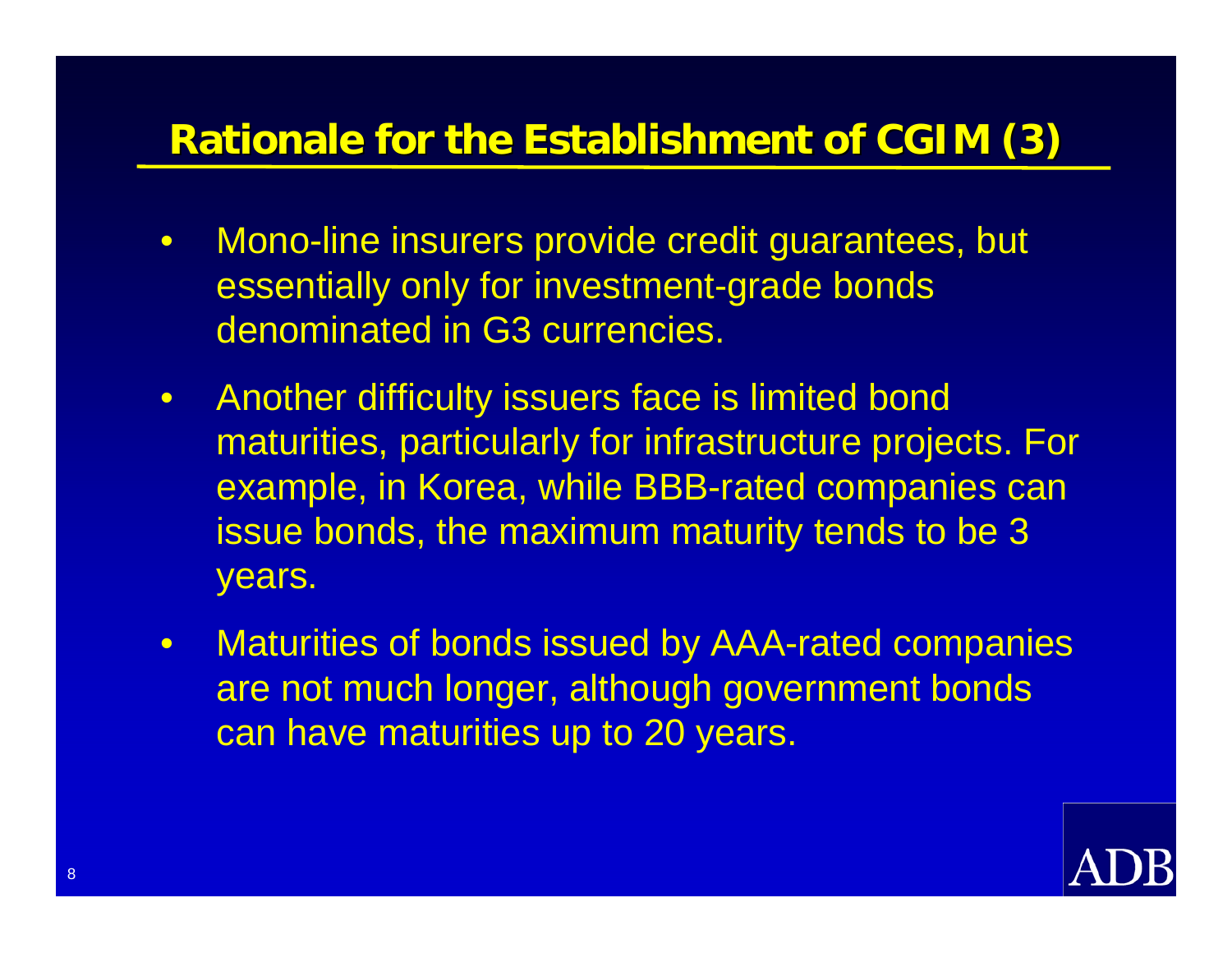## Rationale for the Establishment of CGIM (3)

- Mono-line insurers provide credit guarantees, but essentially only for investment-grade bonds denominated in G3 currencies.
- Another difficulty issuers face is limited bond maturities, particularly for infrastructure projects. For example, in Korea, while BBB-rated companies can issue bonds, the maximum maturity tends to be 3 years.
- Maturities of bonds issued by AAA-rated companies are not much longer, although government bonds can have maturities up to 20 years.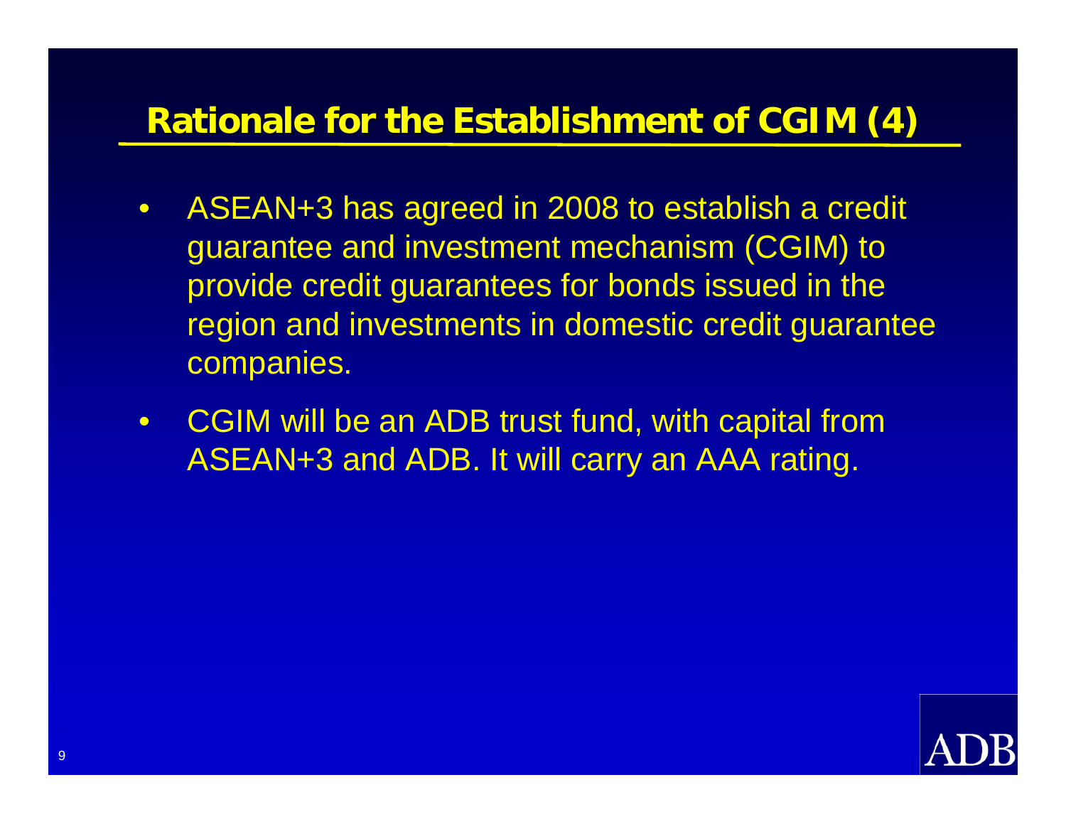## Rationale for the Establishment of CGIM (4)

- ASEAN+3 has agreed in 2008 to establish a credit guarantee and investment mechanism (CGIM) to provide credit guarantees for bonds issued in the region and investments in domestic credit guarantee companies.
- CGIM will be an ADB trust fund, with capital from ASEAN+3 and ADB. It will carry an AAA rating.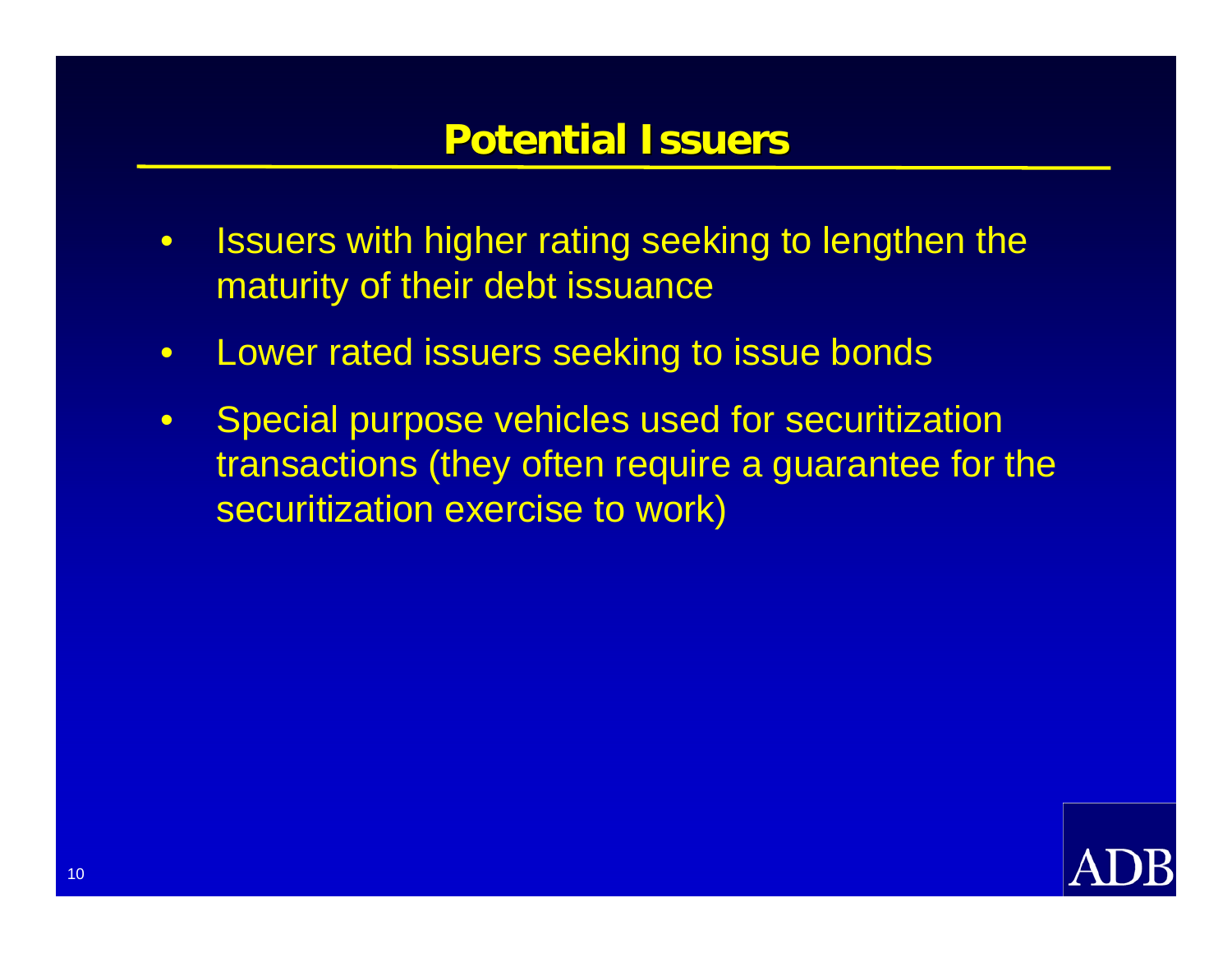# Potential Issuers

- Issuers with higher rating seeking to lengthen the maturity of their debt issuance
- Lower rated issuers seeking to issue bonds
- Special purpose vehicles used for securitization transactions (they often require a guarantee for the securitization exercise to work)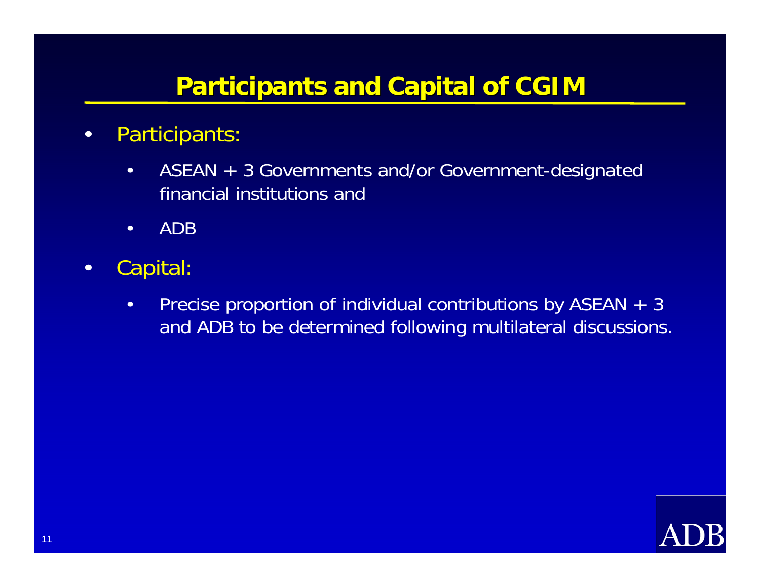# Participants and Capital of CGIM

- Participants:
  - ASEAN + 3 Governments and/or Government-designated financial institutions and
  - ADB
- Capital:
  - Precise proportion of individual contributions by ASEAN + 3 and ADB to be determined following multilateral discussions.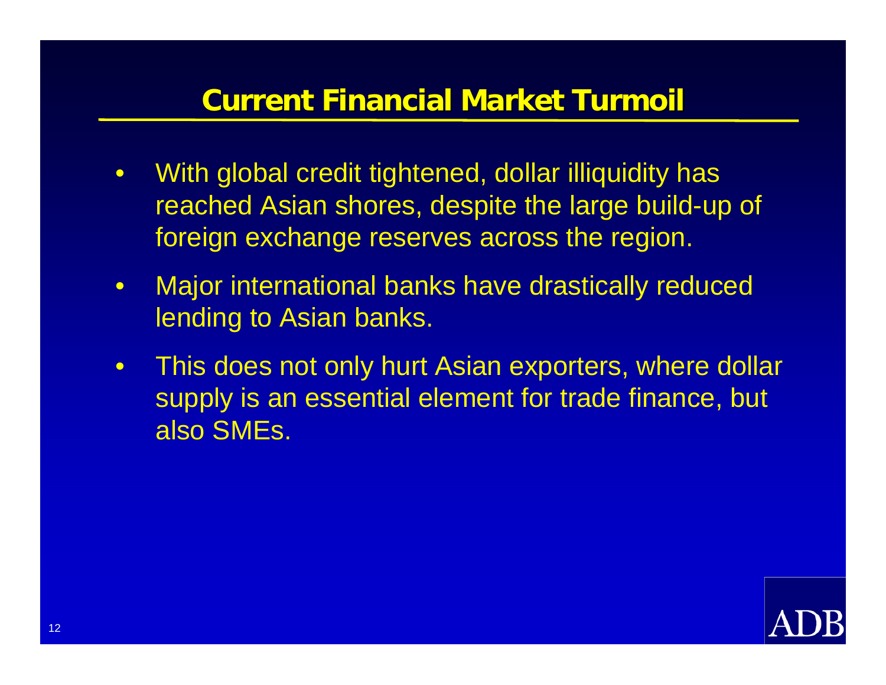# Current Financial Market Turmoil

- With global credit tightened, dollar illiquidity has reached Asian shores, despite the large build-up of foreign exchange reserves across the region.
- Major international banks have drastically reduced lending to Asian banks.
- This does not only hurt Asian exporters, where dollar supply is an essential element for trade finance, but also SMEs.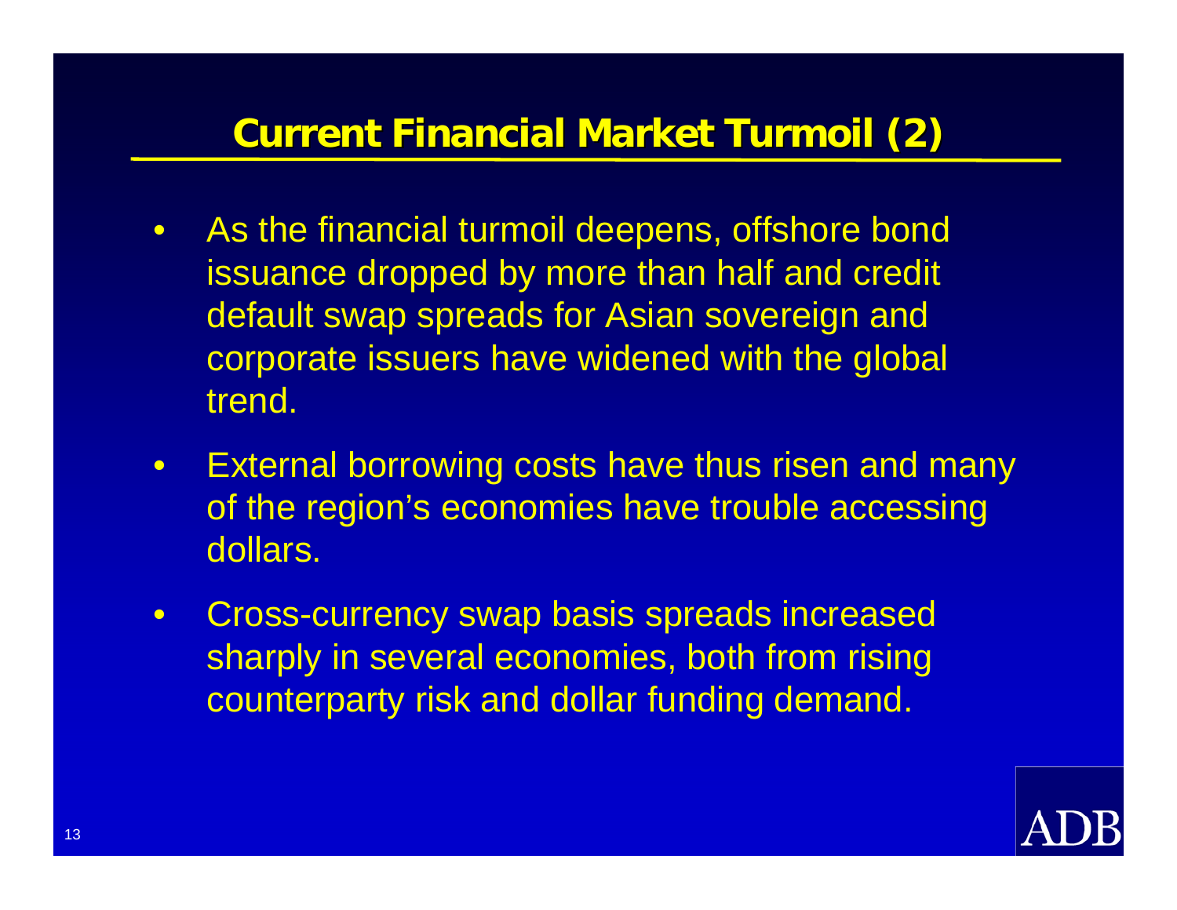# Current Financial Market Turmoil (2)

- As the financial turmoil deepens, offshore bond issuance dropped by more than half and credit default swap spreads for Asian sovereign and corporate issuers have widened with the global trend.
- External borrowing costs have thus risen and many of the region's economies have trouble accessing dollars.
- Cross-currency swap basis spreads increased sharply in several economies, both from rising counterparty risk and dollar funding demand.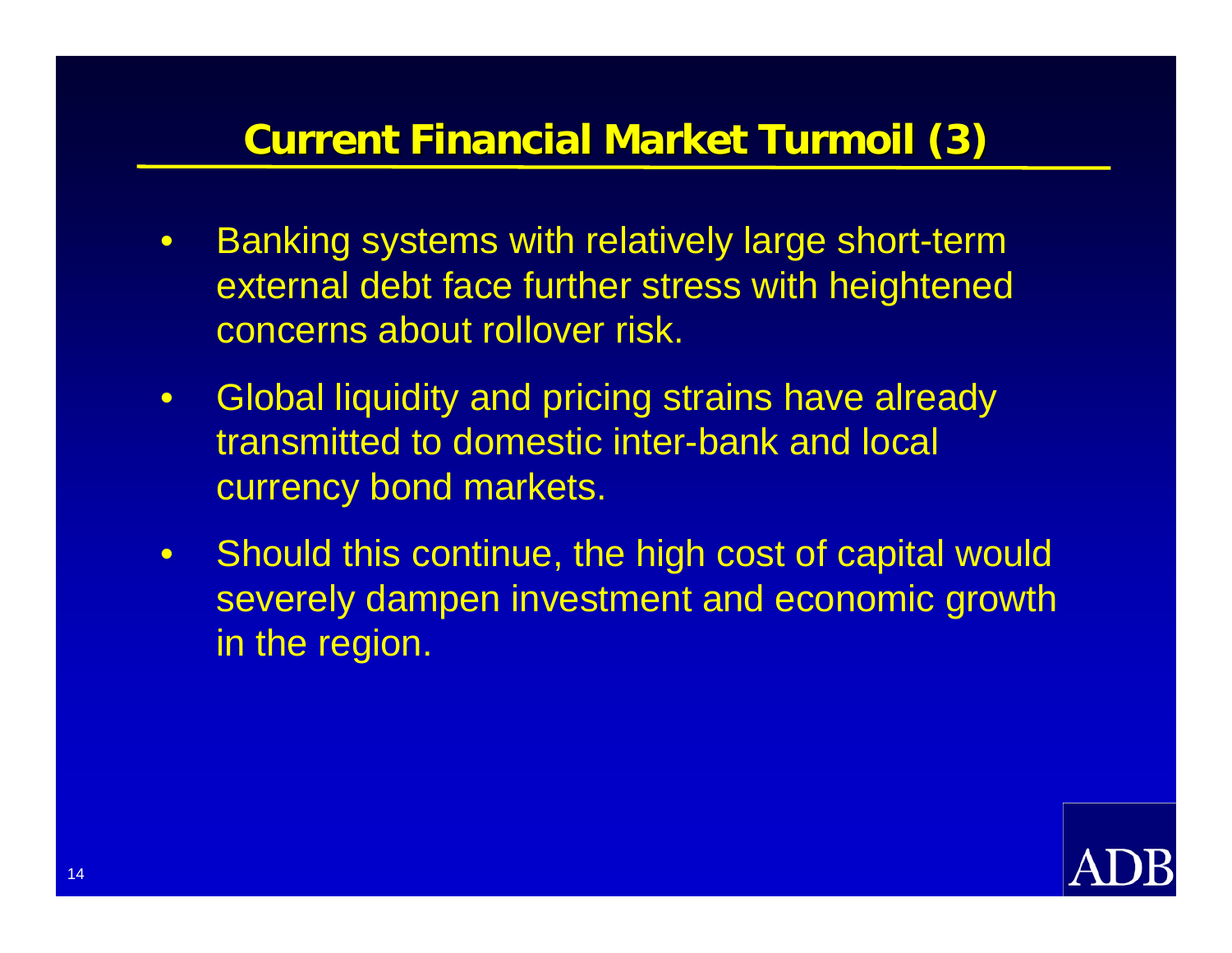## Current Financial Market Turmoil (3)

- Banking systems with relatively large short-term external debt face further stress with heightened concerns about rollover risk.
- Global liquidity and pricing strains have already transmitted to domestic inter-bank and local currency bond markets.
- Should this continue, the high cost of capital would severely dampen investment and economic growth in the region.

ADB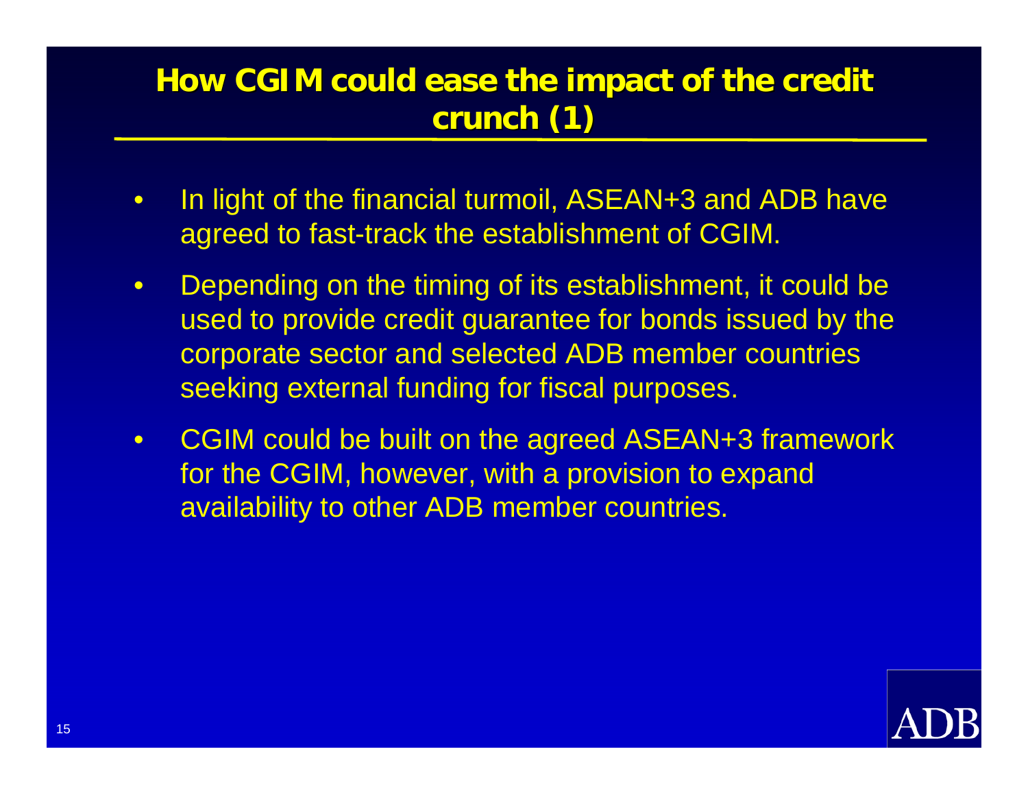# How CGIM could ease the impact of the credit crunch (1)

- In light of the financial turmoil, ASEAN+3 and ADB have agreed to fast-track the establishment of CGIM.
- Depending on the timing of its establishment, it could be used to provide credit guarantee for bonds issued by the corporate sector and selected ADB member countries seeking external funding for fiscal purposes.
- CGIM could be built on the agreed ASEAN+3 framework for the CGIM, however, with a provision to expand availability to other ADB member countries.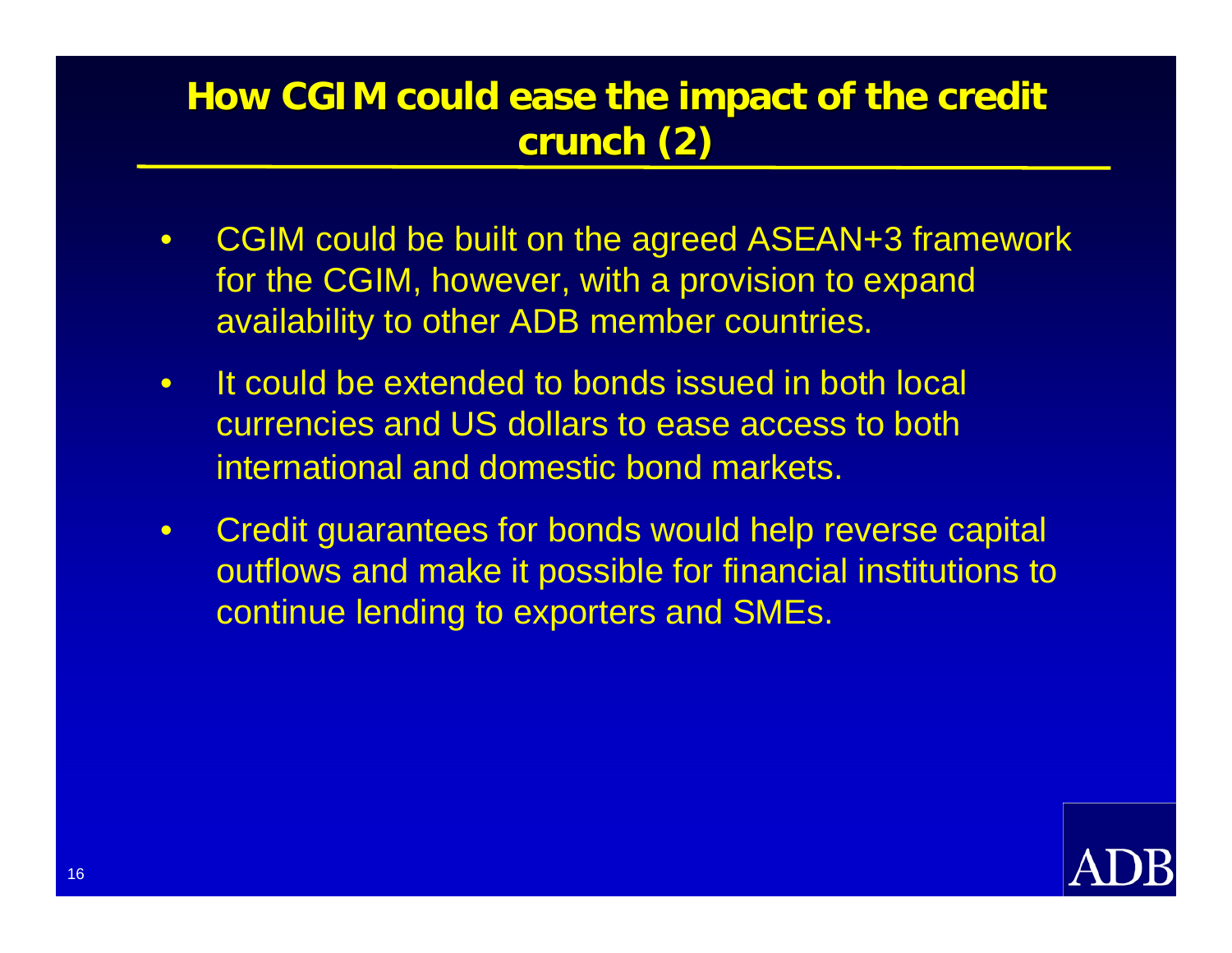# How CGIM could ease the impact of the credit crunch (2)

- CGIM could be built on the agreed ASEAN+3 framework for the CGIM, however, with a provision to expand availability to other ADB member countries.
- It could be extended to bonds issued in both local currencies and US dollars to ease access to both international and domestic bond markets.
- Credit guarantees for bonds would help reverse capital outflows and make it possible for financial institutions to continue lending to exporters and SMEs.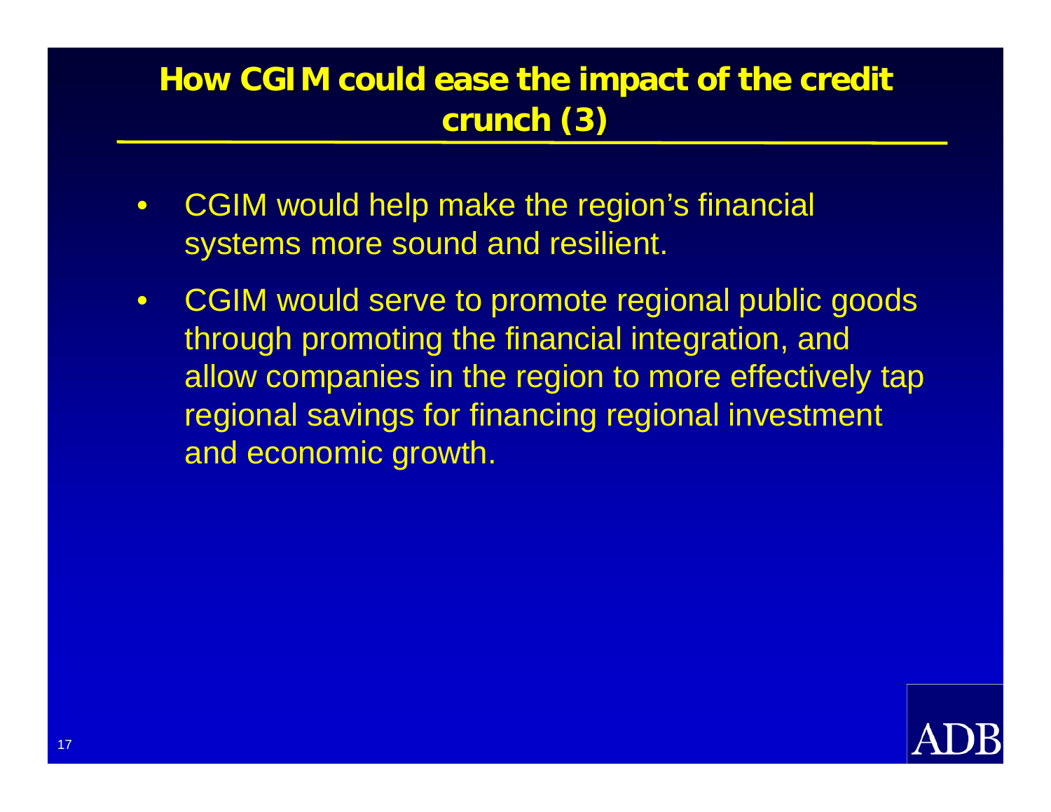# How CGIM could ease the impact of the credit crunch (3)

- CGIM would help make the region's financial systems more sound and resilient.
- CGIM would serve to promote regional public goods through promoting the financial integration, and allow companies in the region to more effectively tap regional savings for financing regional investment and economic growth.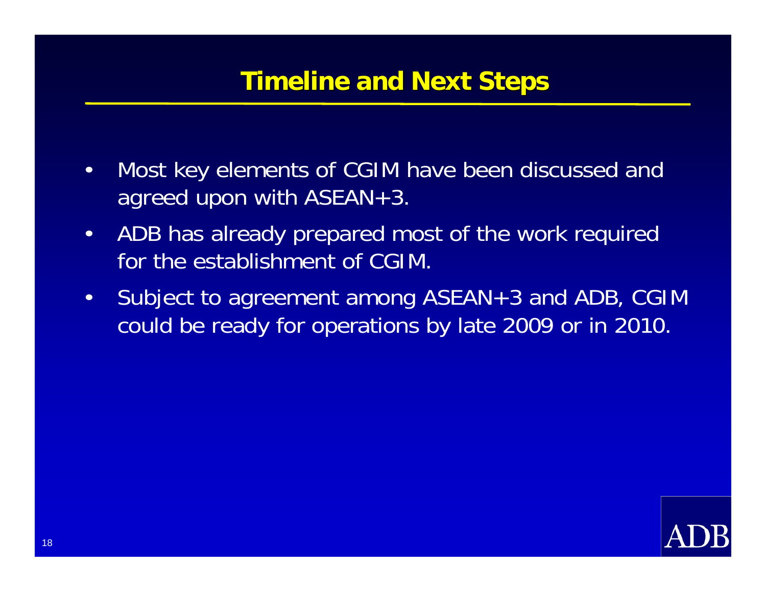# Timeline and Next Steps

- Most key elements of CGIM have been discussed and agreed upon with ASEAN+3.
- ADB has already prepared most of the work required for the establishment of CGIM.
- Subject to agreement among ASEAN+3 and ADB, CGIM could be ready for operations by late 2009 or in 2010.

ADB